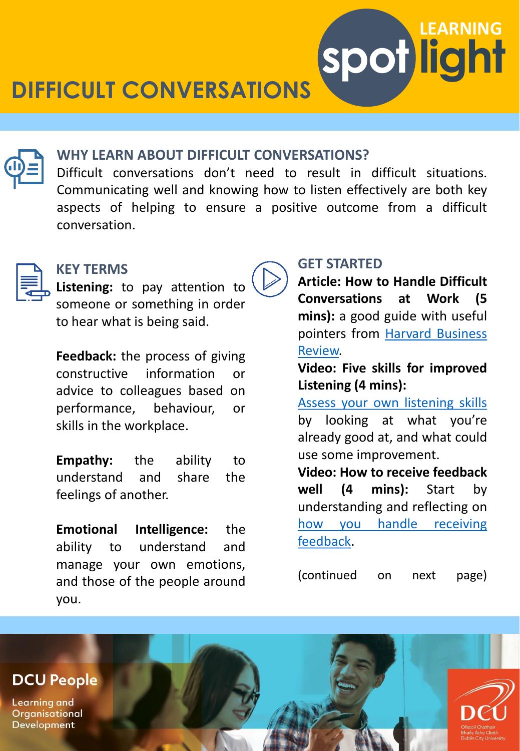# DIFFICULT CONVERSATIONS

LEARNING spotlight

## WHY LEARN ABOUT DIFFICULT CONVERSATIONS?

Difficult conversations don't need to result in difficult situations. Communicating well and knowing how to listen effectively are both key aspects of helping to ensure a positive outcome from a difficult conversation.

## KEY TERMS

**Listening:** to pay attention to someone or something in order to hear what is being said.

**Feedback:** the process of giving constructive information or advice to colleagues based on performance, behaviour, or skills in the workplace.

**Empathy:** the ability to understand and share the feelings of another.

**Emotional Intelligence:** the ability to understand and manage your own emotions, and those of the people around you.

## GET STARTED

**Article: How to Handle Difficult Conversations at Work (5 mins):** a good guide with useful pointers from Harvard Business Review.

**Video: Five skills for improved Listening (4 mins):** Assess your own listening skills by looking at what you're already good at, and what could use some improvement.

**Video: How to receive feedback well (4 mins):** Start by understanding and reflecting on how you handle receiving feedback.

(continued on next page)

DCU People

Learning and Organisational Development

DCU

Ollscoil Chathair Bhaile Átha Cliath
Dublin City University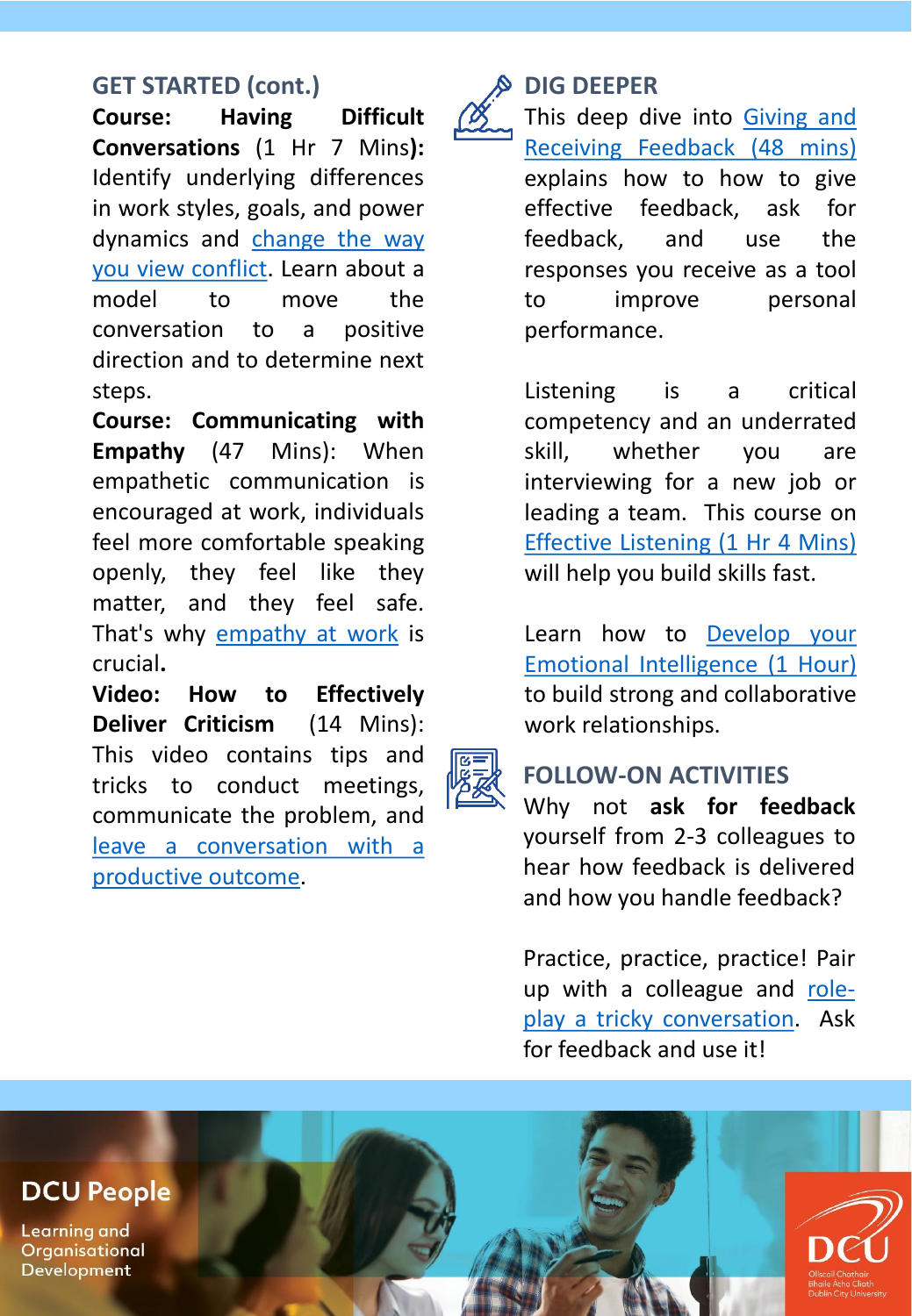## GET STARTED (cont.)

**Course: Having Difficult Conversations** (1 Hr 7 Mins**):** Identify underlying differences in work styles, goals, and power dynamics and change the way you view conflict. Learn about a model to move the conversation to a positive direction and to determine next steps.

**Course: Communicating with Empathy** (47 Mins): When empathetic communication is encouraged at work, individuals feel more comfortable speaking openly, they feel like they matter, and they feel safe. That's why empathy at work is crucial**.**

**Video: How to Effectively Deliver Criticism** (14 Mins): This video contains tips and tricks to conduct meetings, communicate the problem, and leave a conversation with a productive outcome.

## DIG DEEPER

This deep dive into Giving and Receiving Feedback (48 mins) explains how to how to give effective feedback, ask for feedback, and use the responses you receive as a tool to improve personal performance.

Listening is a critical competency and an underrated skill, whether you are interviewing for a new job or leading a team. This course on Effective Listening (1 Hr 4 Mins) will help you build skills fast.

Learn how to Develop your Emotional Intelligence (1 Hour) to build strong and collaborative work relationships.

## FOLLOW-ON ACTIVITIES

Why not **ask for feedback** yourself from 2-3 colleagues to hear how feedback is delivered and how you handle feedback?

Practice, practice, practice! Pair up with a colleague and role-play a tricky conversation. Ask for feedback and use it!

DCU People

Learning and Organisational Development

DCU

Ollscoil Chathair Bhaile Átha Cliath
Dublin City University